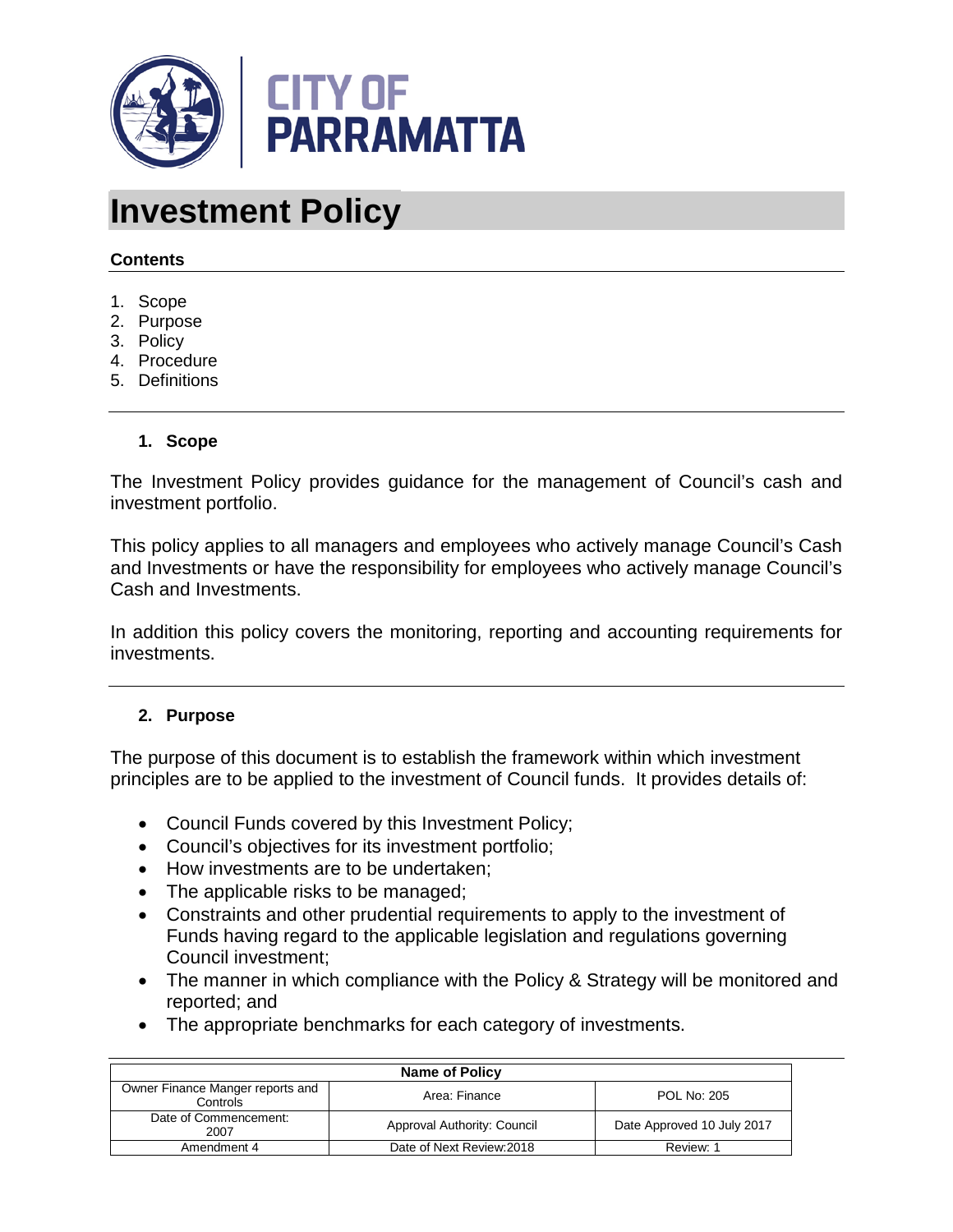CITY OF PARRAMATTA

# Investment Policy

**Contents**

1. Scope
2. Purpose
3. Policy
4. Procedure
5. Definitions

## 1. Scope

The Investment Policy provides guidance for the management of Council's cash and investment portfolio.

This policy applies to all managers and employees who actively manage Council's Cash and Investments or have the responsibility for employees who actively manage Council's Cash and Investments.

In addition this policy covers the monitoring, reporting and accounting requirements for investments.

## 2. Purpose

The purpose of this document is to establish the framework within which investment principles are to be applied to the investment of Council funds. It provides details of:

- Council Funds covered by this Investment Policy;
- Council's objectives for its investment portfolio;
- How investments are to be undertaken;
- The applicable risks to be managed;
- Constraints and other prudential requirements to apply to the investment of Funds having regard to the applicable legislation and regulations governing Council investment;
- The manner in which compliance with the Policy & Strategy will be monitored and reported; and
- The appropriate benchmarks for each category of investments.

| Name of Policy | | |
|---|---|---|
| Owner Finance Manger reports and Controls | Area: Finance | POL No: 205 |
| Date of Commencement: 2007 | Approval Authority: Council | Date Approved 10 July 2017 |
| Amendment 4 | Date of Next Review:2018 | Review: 1 |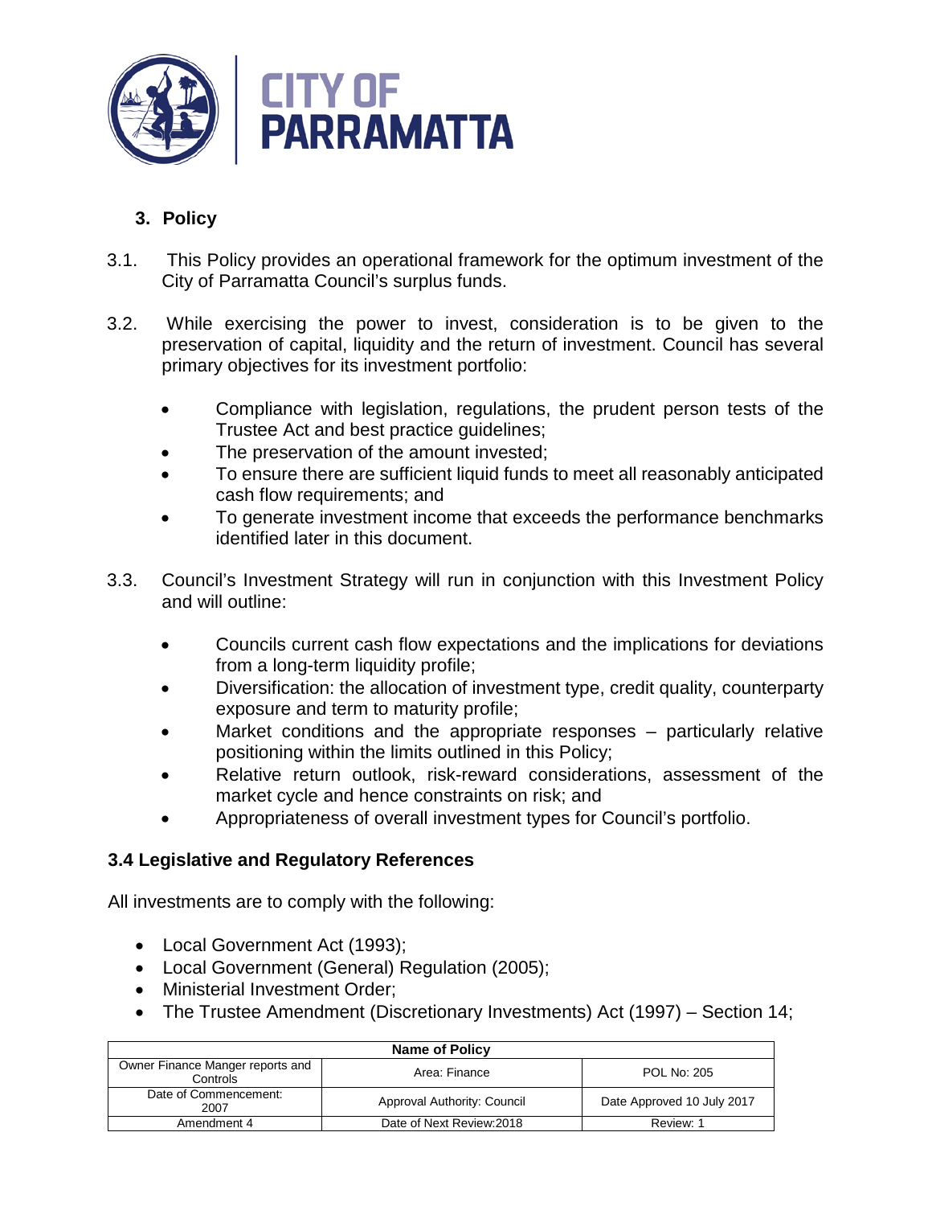## 3. Policy

3.1. This Policy provides an operational framework for the optimum investment of the City of Parramatta Council's surplus funds.

3.2. While exercising the power to invest, consideration is to be given to the preservation of capital, liquidity and the return of investment. Council has several primary objectives for its investment portfolio:

- Compliance with legislation, regulations, the prudent person tests of the Trustee Act and best practice guidelines;
- The preservation of the amount invested;
- To ensure there are sufficient liquid funds to meet all reasonably anticipated cash flow requirements; and
- To generate investment income that exceeds the performance benchmarks identified later in this document.

3.3. Council's Investment Strategy will run in conjunction with this Investment Policy and will outline:

- Councils current cash flow expectations and the implications for deviations from a long-term liquidity profile;
- Diversification: the allocation of investment type, credit quality, counterparty exposure and term to maturity profile;
- Market conditions and the appropriate responses – particularly relative positioning within the limits outlined in this Policy;
- Relative return outlook, risk-reward considerations, assessment of the market cycle and hence constraints on risk; and
- Appropriateness of overall investment types for Council's portfolio.

### 3.4 Legislative and Regulatory References

All investments are to comply with the following:

- Local Government Act (1993);
- Local Government (General) Regulation (2005);
- Ministerial Investment Order;
- The Trustee Amendment (Discretionary Investments) Act (1997) – Section 14;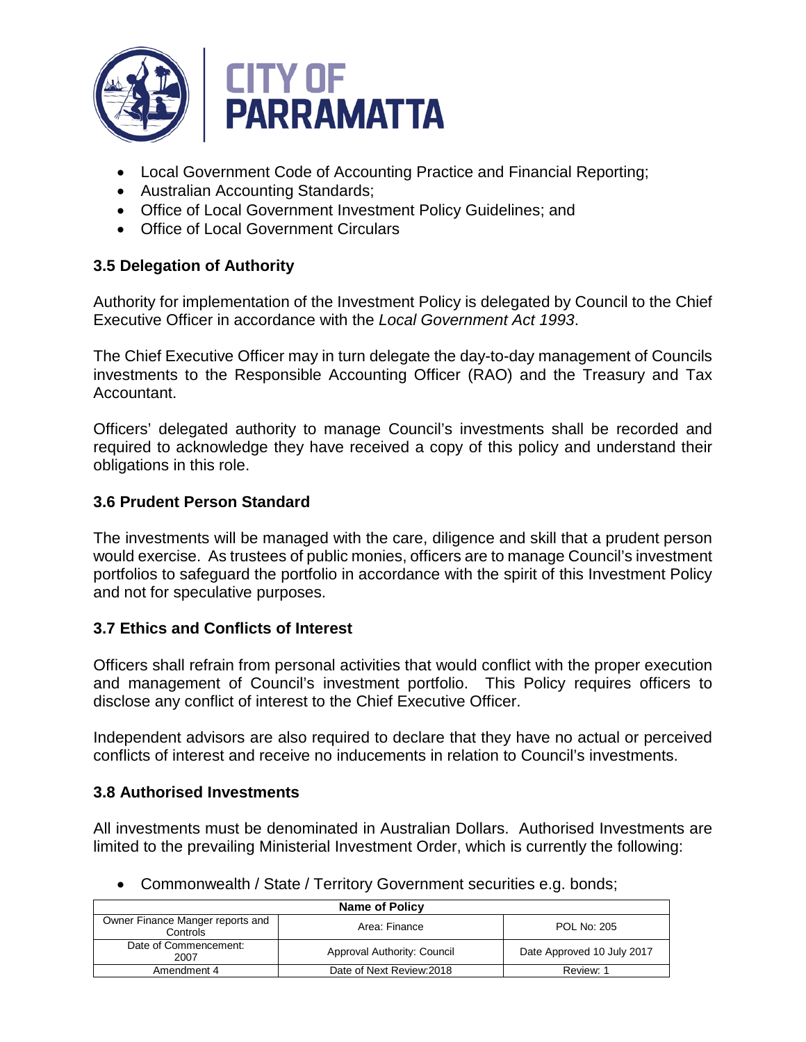- Local Government Code of Accounting Practice and Financial Reporting;
- Australian Accounting Standards;
- Office of Local Government Investment Policy Guidelines; and
- Office of Local Government Circulars

### 3.5 Delegation of Authority

Authority for implementation of the Investment Policy is delegated by Council to the Chief Executive Officer in accordance with the *Local Government Act 1993*.

The Chief Executive Officer may in turn delegate the day-to-day management of Councils investments to the Responsible Accounting Officer (RAO) and the Treasury and Tax Accountant.

Officers' delegated authority to manage Council's investments shall be recorded and required to acknowledge they have received a copy of this policy and understand their obligations in this role.

### 3.6 Prudent Person Standard

The investments will be managed with the care, diligence and skill that a prudent person would exercise. As trustees of public monies, officers are to manage Council's investment portfolios to safeguard the portfolio in accordance with the spirit of this Investment Policy and not for speculative purposes.

### 3.7 Ethics and Conflicts of Interest

Officers shall refrain from personal activities that would conflict with the proper execution and management of Council's investment portfolio. This Policy requires officers to disclose any conflict of interest to the Chief Executive Officer.

Independent advisors are also required to declare that they have no actual or perceived conflicts of interest and receive no inducements in relation to Council's investments.

### 3.8 Authorised Investments

All investments must be denominated in Australian Dollars. Authorised Investments are limited to the prevailing Ministerial Investment Order, which is currently the following:

- Commonwealth / State / Territory Government securities e.g. bonds;

| Name of Policy | | |
|---|---|---|
| Owner Finance Manger reports and Controls | Area: Finance | POL No: 205 |
| Date of Commencement: 2007 | Approval Authority: Council | Date Approved 10 July 2017 |
| Amendment 4 | Date of Next Review:2018 | Review: 1 |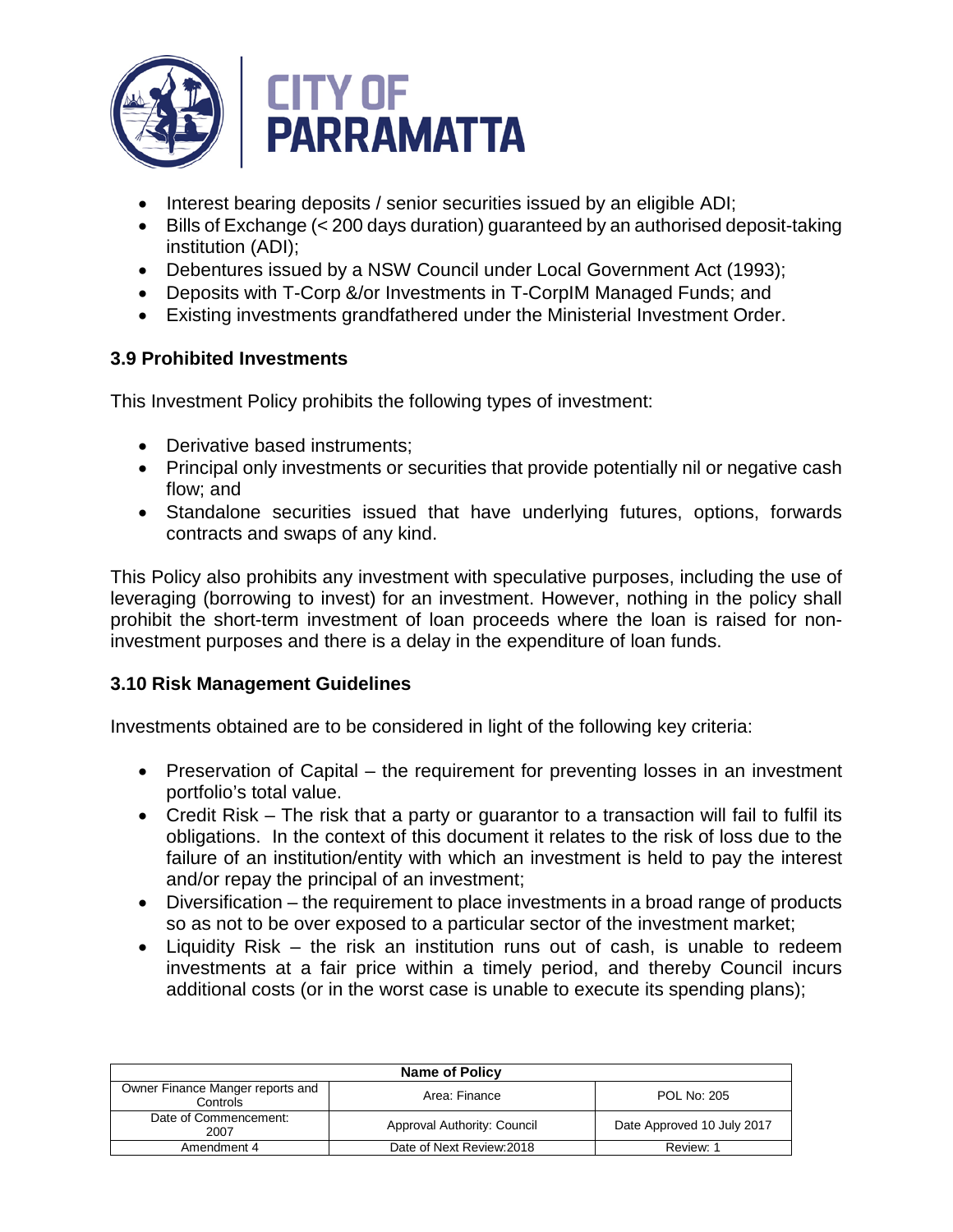- Interest bearing deposits / senior securities issued by an eligible ADI;
- Bills of Exchange (< 200 days duration) guaranteed by an authorised deposit-taking institution (ADI);
- Debentures issued by a NSW Council under Local Government Act (1993);
- Deposits with T-Corp &/or Investments in T-CorpIM Managed Funds; and
- Existing investments grandfathered under the Ministerial Investment Order.

### 3.9 Prohibited Investments

This Investment Policy prohibits the following types of investment:

- Derivative based instruments;
- Principal only investments or securities that provide potentially nil or negative cash flow; and
- Standalone securities issued that have underlying futures, options, forwards contracts and swaps of any kind.

This Policy also prohibits any investment with speculative purposes, including the use of leveraging (borrowing to invest) for an investment. However, nothing in the policy shall prohibit the short-term investment of loan proceeds where the loan is raised for non-investment purposes and there is a delay in the expenditure of loan funds.

### 3.10 Risk Management Guidelines

Investments obtained are to be considered in light of the following key criteria:

- Preservation of Capital – the requirement for preventing losses in an investment portfolio's total value.
- Credit Risk – The risk that a party or guarantor to a transaction will fail to fulfil its obligations. In the context of this document it relates to the risk of loss due to the failure of an institution/entity with which an investment is held to pay the interest and/or repay the principal of an investment;
- Diversification – the requirement to place investments in a broad range of products so as not to be over exposed to a particular sector of the investment market;
- Liquidity Risk – the risk an institution runs out of cash, is unable to redeem investments at a fair price within a timely period, and thereby Council incurs additional costs (or in the worst case is unable to execute its spending plans);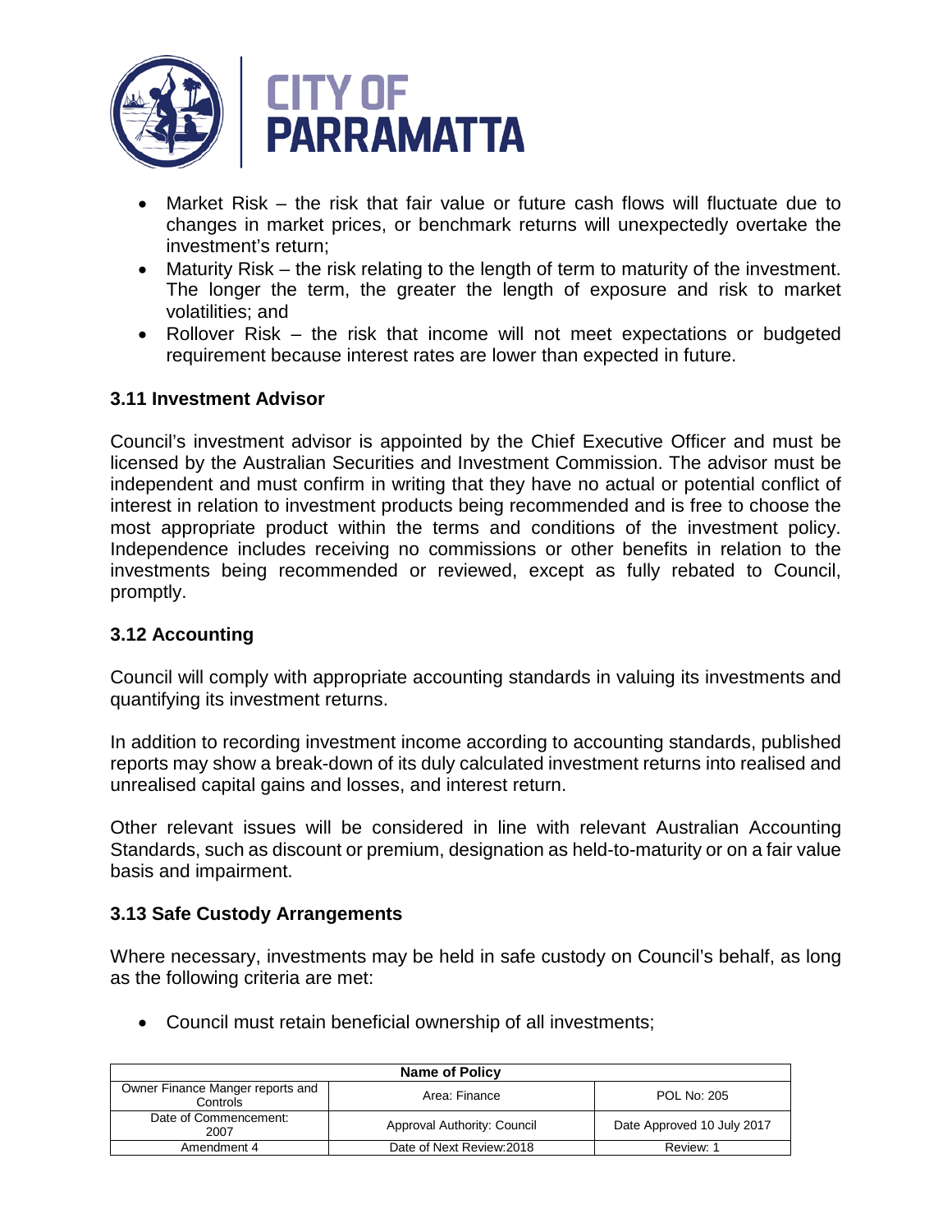- Market Risk – the risk that fair value or future cash flows will fluctuate due to changes in market prices, or benchmark returns will unexpectedly overtake the investment's return;
- Maturity Risk – the risk relating to the length of term to maturity of the investment. The longer the term, the greater the length of exposure and risk to market volatilities; and
- Rollover Risk – the risk that income will not meet expectations or budgeted requirement because interest rates are lower than expected in future.

### 3.11 Investment Advisor

Council's investment advisor is appointed by the Chief Executive Officer and must be licensed by the Australian Securities and Investment Commission. The advisor must be independent and must confirm in writing that they have no actual or potential conflict of interest in relation to investment products being recommended and is free to choose the most appropriate product within the terms and conditions of the investment policy. Independence includes receiving no commissions or other benefits in relation to the investments being recommended or reviewed, except as fully rebated to Council, promptly.

### 3.12 Accounting

Council will comply with appropriate accounting standards in valuing its investments and quantifying its investment returns.

In addition to recording investment income according to accounting standards, published reports may show a break-down of its duly calculated investment returns into realised and unrealised capital gains and losses, and interest return.

Other relevant issues will be considered in line with relevant Australian Accounting Standards, such as discount or premium, designation as held-to-maturity or on a fair value basis and impairment.

### 3.13 Safe Custody Arrangements

Where necessary, investments may be held in safe custody on Council's behalf, as long as the following criteria are met:

- Council must retain beneficial ownership of all investments;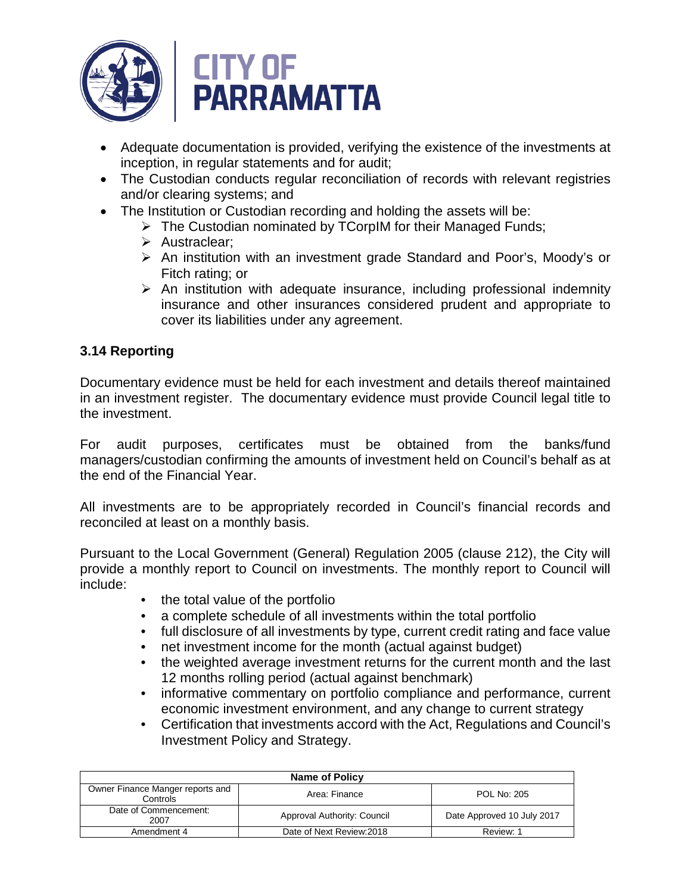- Adequate documentation is provided, verifying the existence of the investments at inception, in regular statements and for audit;
- The Custodian conducts regular reconciliation of records with relevant registries and/or clearing systems; and
- The Institution or Custodian recording and holding the assets will be:
  - The Custodian nominated by TCorpIM for their Managed Funds;
  - Austraclear;
  - An institution with an investment grade Standard and Poor's, Moody's or Fitch rating; or
  - An institution with adequate insurance, including professional indemnity insurance and other insurances considered prudent and appropriate to cover its liabilities under any agreement.

### 3.14 Reporting

Documentary evidence must be held for each investment and details thereof maintained in an investment register. The documentary evidence must provide Council legal title to the investment.

For audit purposes, certificates must be obtained from the banks/fund managers/custodian confirming the amounts of investment held on Council's behalf as at the end of the Financial Year.

All investments are to be appropriately recorded in Council's financial records and reconciled at least on a monthly basis.

Pursuant to the Local Government (General) Regulation 2005 (clause 212), the City will provide a monthly report to Council on investments. The monthly report to Council will include:

- the total value of the portfolio
- a complete schedule of all investments within the total portfolio
- full disclosure of all investments by type, current credit rating and face value
- net investment income for the month (actual against budget)
- the weighted average investment returns for the current month and the last 12 months rolling period (actual against benchmark)
- informative commentary on portfolio compliance and performance, current economic investment environment, and any change to current strategy
- Certification that investments accord with the Act, Regulations and Council's Investment Policy and Strategy.

| Name of Policy | | |
|---|---|---|
| Owner Finance Manger reports and Controls | Area: Finance | POL No: 205 |
| Date of Commencement: 2007 | Approval Authority: Council | Date Approved 10 July 2017 |
| Amendment 4 | Date of Next Review:2018 | Review: 1 |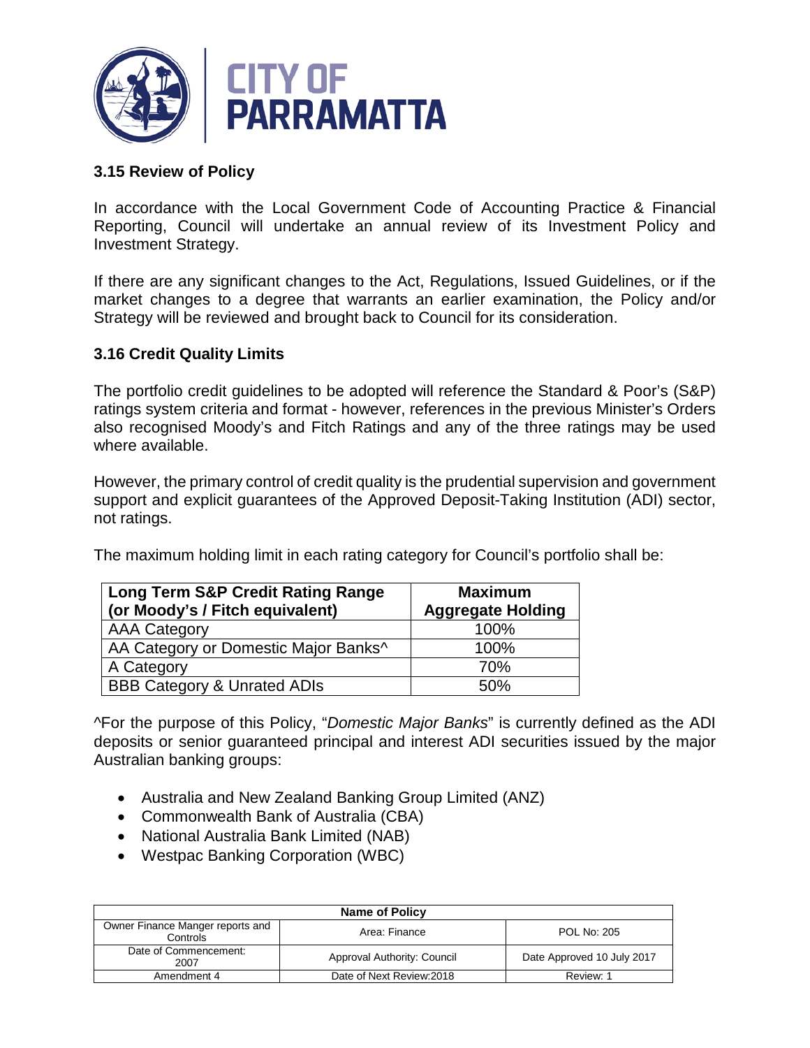### 3.15 Review of Policy

In accordance with the Local Government Code of Accounting Practice & Financial Reporting, Council will undertake an annual review of its Investment Policy and Investment Strategy.

If there are any significant changes to the Act, Regulations, Issued Guidelines, or if the market changes to a degree that warrants an earlier examination, the Policy and/or Strategy will be reviewed and brought back to Council for its consideration.

### 3.16 Credit Quality Limits

The portfolio credit guidelines to be adopted will reference the Standard & Poor's (S&P) ratings system criteria and format - however, references in the previous Minister's Orders also recognised Moody's and Fitch Ratings and any of the three ratings may be used where available.

However, the primary control of credit quality is the prudential supervision and government support and explicit guarantees of the Approved Deposit-Taking Institution (ADI) sector, not ratings.

The maximum holding limit in each rating category for Council's portfolio shall be:

| Long Term S&P Credit Rating Range (or Moody's / Fitch equivalent) | Maximum Aggregate Holding |
|---|---|
| AAA Category | 100% |
| AA Category or Domestic Major Banks^ | 100% |
| A Category | 70% |
| BBB Category & Unrated ADIs | 50% |

^For the purpose of this Policy, "*Domestic Major Banks*" is currently defined as the ADI deposits or senior guaranteed principal and interest ADI securities issued by the major Australian banking groups:

- Australia and New Zealand Banking Group Limited (ANZ)
- Commonwealth Bank of Australia (CBA)
- National Australia Bank Limited (NAB)
- Westpac Banking Corporation (WBC)

| Name of Policy | | |
|---|---|---|
| Owner Finance Manger reports and Controls | Area: Finance | POL No: 205 |
| Date of Commencement: 2007 | Approval Authority: Council | Date Approved 10 July 2017 |
| Amendment 4 | Date of Next Review:2018 | Review: 1 |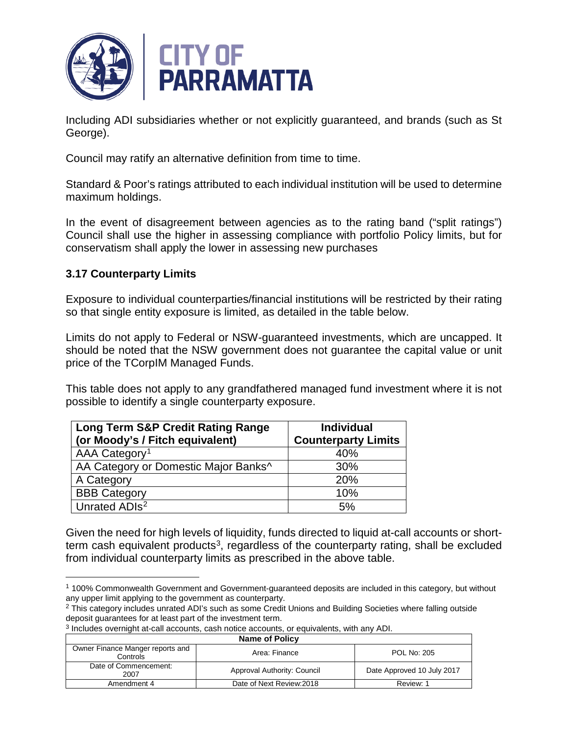Including ADI subsidiaries whether or not explicitly guaranteed, and brands (such as St George).

Council may ratify an alternative definition from time to time.

Standard & Poor's ratings attributed to each individual institution will be used to determine maximum holdings.

In the event of disagreement between agencies as to the rating band ("split ratings") Council shall use the higher in assessing compliance with portfolio Policy limits, but for conservatism shall apply the lower in assessing new purchases

### 3.17 Counterparty Limits

Exposure to individual counterparties/financial institutions will be restricted by their rating so that single entity exposure is limited, as detailed in the table below.

Limits do not apply to Federal or NSW-guaranteed investments, which are uncapped. It should be noted that the NSW government does not guarantee the capital value or unit price of the TCorpIM Managed Funds.

This table does not apply to any grandfathered managed fund investment where it is not possible to identify a single counterparty exposure.

| Long Term S&P Credit Rating Range (or Moody's / Fitch equivalent) | Individual Counterparty Limits |
|---|---|
| AAA Category[1] | 40% |
| AA Category or Domestic Major Banks^ | 30% |
| A Category | 20% |
| BBB Category | 10% |
| Unrated ADIs[2] | 5% |

Given the need for high levels of liquidity, funds directed to liquid at-call accounts or short-term cash equivalent products[3], regardless of the counterparty rating, shall be excluded from individual counterparty limits as prescribed in the above table.

---

[1] 100% Commonwealth Government and Government-guaranteed deposits are included in this category, but without any upper limit applying to the government as counterparty.

[2] This category includes unrated ADI's such as some Credit Unions and Building Societies where falling outside deposit guarantees for at least part of the investment term.

[3] Includes overnight at-call accounts, cash notice accounts, or equivalents, with any ADI.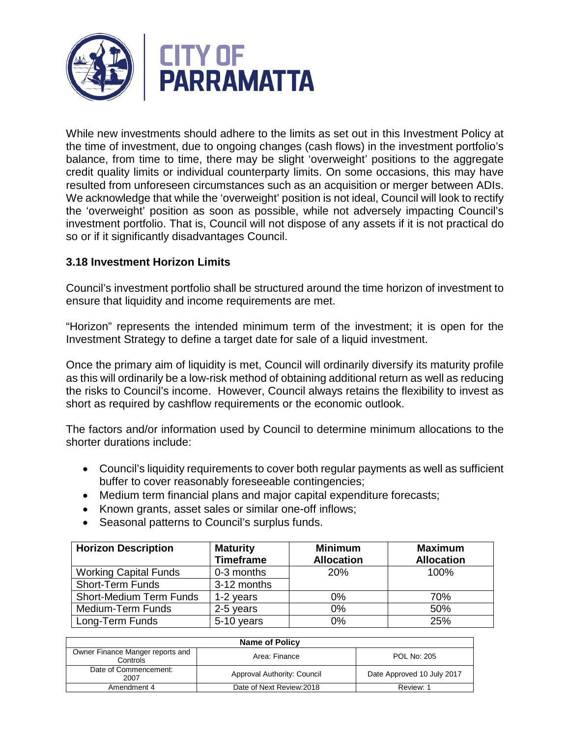While new investments should adhere to the limits as set out in this Investment Policy at the time of investment, due to ongoing changes (cash flows) in the investment portfolio's balance, from time to time, there may be slight 'overweight' positions to the aggregate credit quality limits or individual counterparty limits. On some occasions, this may have resulted from unforeseen circumstances such as an acquisition or merger between ADIs. We acknowledge that while the 'overweight' position is not ideal, Council will look to rectify the 'overweight' position as soon as possible, while not adversely impacting Council's investment portfolio. That is, Council will not dispose of any assets if it is not practical do so or if it significantly disadvantages Council.

### 3.18 Investment Horizon Limits

Council's investment portfolio shall be structured around the time horizon of investment to ensure that liquidity and income requirements are met.

"Horizon" represents the intended minimum term of the investment; it is open for the Investment Strategy to define a target date for sale of a liquid investment.

Once the primary aim of liquidity is met, Council will ordinarily diversify its maturity profile as this will ordinarily be a low-risk method of obtaining additional return as well as reducing the risks to Council's income. However, Council always retains the flexibility to invest as short as required by cashflow requirements or the economic outlook.

The factors and/or information used by Council to determine minimum allocations to the shorter durations include:

- Council's liquidity requirements to cover both regular payments as well as sufficient buffer to cover reasonably foreseeable contingencies;
- Medium term financial plans and major capital expenditure forecasts;
- Known grants, asset sales or similar one-off inflows;
- Seasonal patterns to Council's surplus funds.

| Horizon Description | Maturity Timeframe | Minimum Allocation | Maximum Allocation |
|---|---|---|---|
| Working Capital Funds | 0-3 months | 20% | 100% |
| Short-Term Funds | 3-12 months | | |
| Short-Medium Term Funds | 1-2 years | 0% | 70% |
| Medium-Term Funds | 2-5 years | 0% | 50% |
| Long-Term Funds | 5-10 years | 0% | 25% |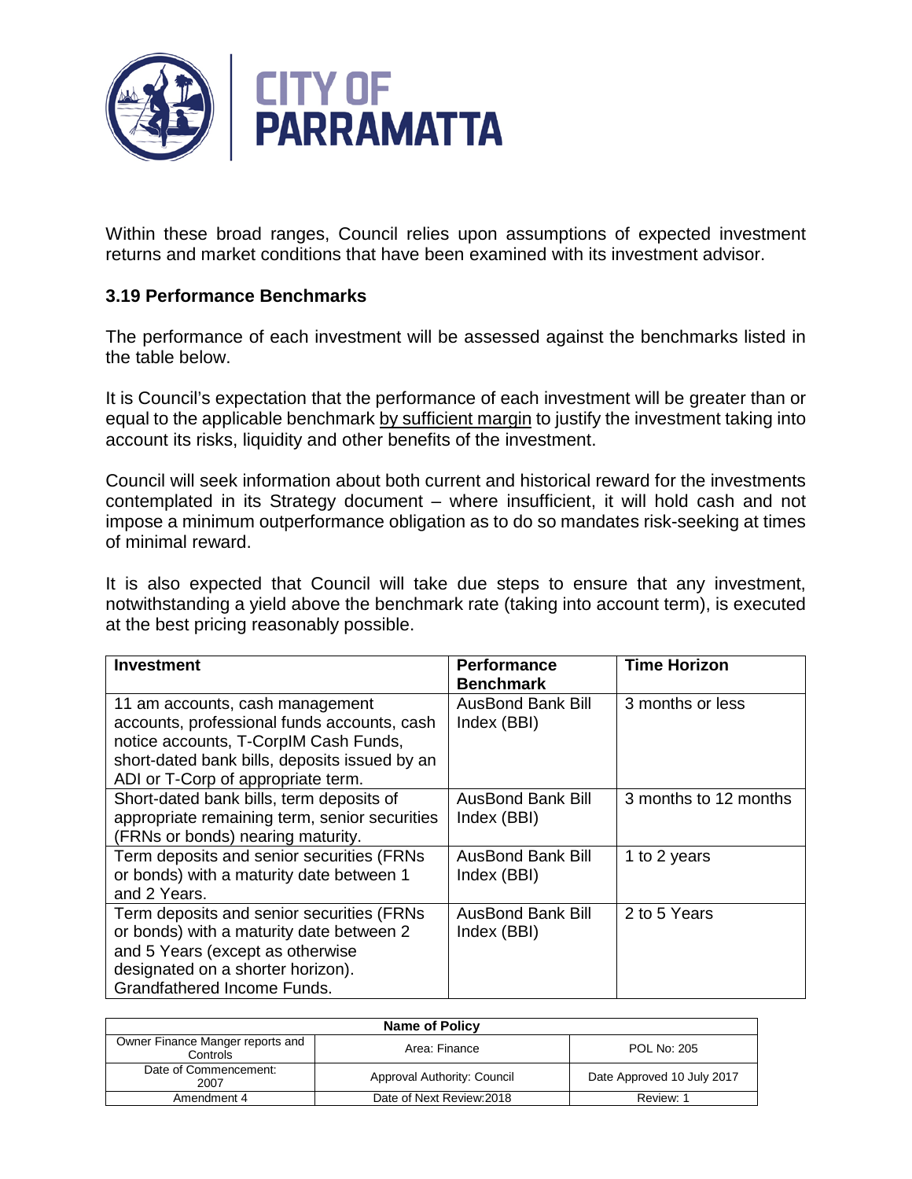Within these broad ranges, Council relies upon assumptions of expected investment returns and market conditions that have been examined with its investment advisor.

### 3.19 Performance Benchmarks

The performance of each investment will be assessed against the benchmarks listed in the table below.

It is Council's expectation that the performance of each investment will be greater than or equal to the applicable benchmark by sufficient margin to justify the investment taking into account its risks, liquidity and other benefits of the investment.

Council will seek information about both current and historical reward for the investments contemplated in its Strategy document – where insufficient, it will hold cash and not impose a minimum outperformance obligation as to do so mandates risk-seeking at times of minimal reward.

It is also expected that Council will take due steps to ensure that any investment, notwithstanding a yield above the benchmark rate (taking into account term), is executed at the best pricing reasonably possible.

| Investment | Performance Benchmark | Time Horizon |
|---|---|---|
| 11 am accounts, cash management accounts, professional funds accounts, cash notice accounts, T-CorpIM Cash Funds, short-dated bank bills, deposits issued by an ADI or T-Corp of appropriate term. | AusBond Bank Bill Index (BBI) | 3 months or less |
| Short-dated bank bills, term deposits of appropriate remaining term, senior securities (FRNs or bonds) nearing maturity. | AusBond Bank Bill Index (BBI) | 3 months to 12 months |
| Term deposits and senior securities (FRNs or bonds) with a maturity date between 1 and 2 Years. | AusBond Bank Bill Index (BBI) | 1 to 2 years |
| Term deposits and senior securities (FRNs or bonds) with a maturity date between 2 and 5 Years (except as otherwise designated on a shorter horizon). Grandfathered Income Funds. | AusBond Bank Bill Index (BBI) | 2 to 5 Years |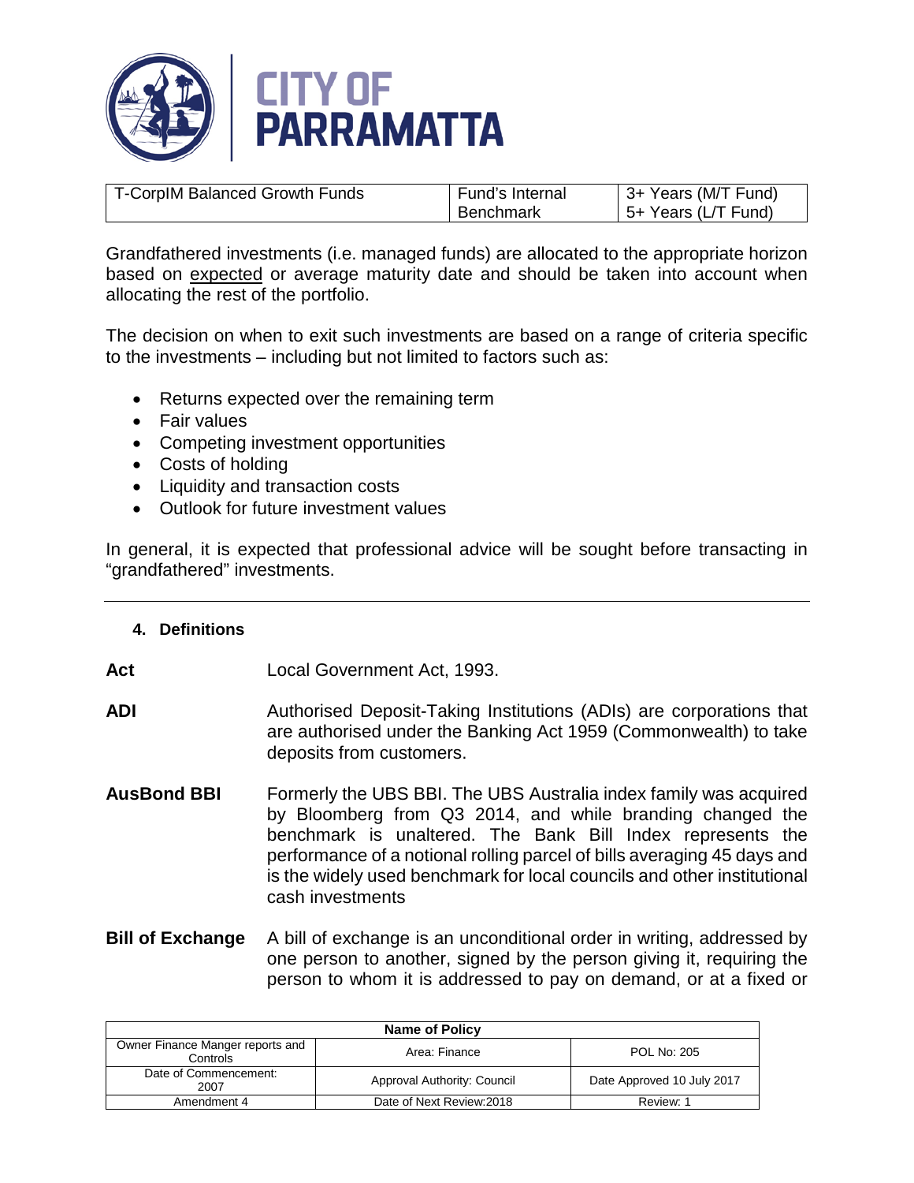| T-CorpIM Balanced Growth Funds | Fund's Internal Benchmark | 3+ Years (M/T Fund)<br>5+ Years (L/T Fund) |
|---|---|---|

Grandfathered investments (i.e. managed funds) are allocated to the appropriate horizon based on expected or average maturity date and should be taken into account when allocating the rest of the portfolio.

The decision on when to exit such investments are based on a range of criteria specific to the investments – including but not limited to factors such as:

- Returns expected over the remaining term
- Fair values
- Competing investment opportunities
- Costs of holding
- Liquidity and transaction costs
- Outlook for future investment values

In general, it is expected that professional advice will be sought before transacting in "grandfathered" investments.

---

## 4. Definitions

**Act** Local Government Act, 1993.

**ADI** Authorised Deposit-Taking Institutions (ADIs) are corporations that are authorised under the Banking Act 1959 (Commonwealth) to take deposits from customers.

**AusBond BBI** Formerly the UBS BBI. The UBS Australia index family was acquired by Bloomberg from Q3 2014, and while branding changed the benchmark is unaltered. The Bank Bill Index represents the performance of a notional rolling parcel of bills averaging 45 days and is the widely used benchmark for local councils and other institutional cash investments

**Bill of Exchange** A bill of exchange is an unconditional order in writing, addressed by one person to another, signed by the person giving it, requiring the person to whom it is addressed to pay on demand, or at a fixed or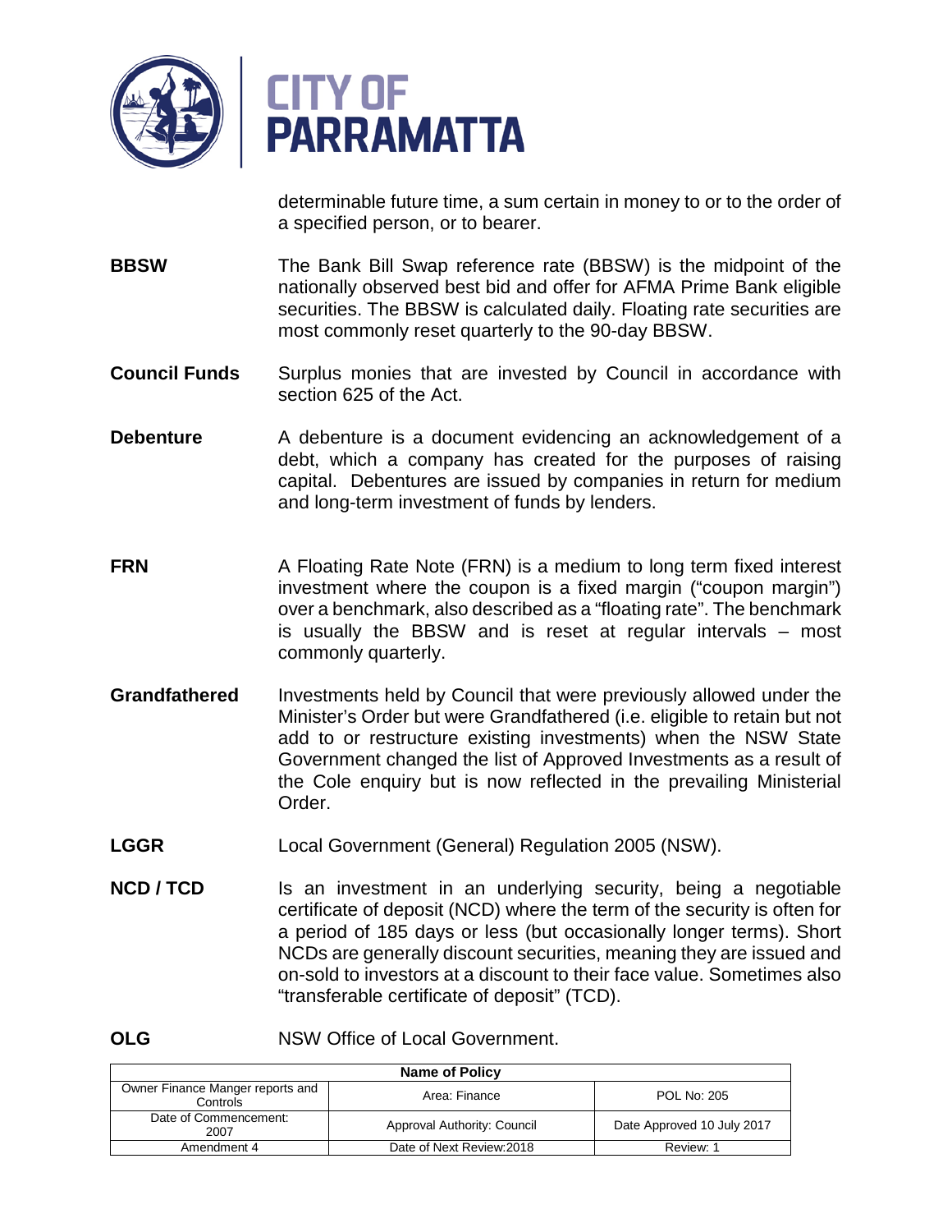determinable future time, a sum certain in money to or to the order of a specified person, or to bearer.

**BBSW** The Bank Bill Swap reference rate (BBSW) is the midpoint of the nationally observed best bid and offer for AFMA Prime Bank eligible securities. The BBSW is calculated daily. Floating rate securities are most commonly reset quarterly to the 90-day BBSW.

**Council Funds** Surplus monies that are invested by Council in accordance with section 625 of the Act.

**Debenture** A debenture is a document evidencing an acknowledgement of a debt, which a company has created for the purposes of raising capital. Debentures are issued by companies in return for medium and long-term investment of funds by lenders.

**FRN** A Floating Rate Note (FRN) is a medium to long term fixed interest investment where the coupon is a fixed margin ("coupon margin") over a benchmark, also described as a "floating rate". The benchmark is usually the BBSW and is reset at regular intervals – most commonly quarterly.

**Grandfathered** Investments held by Council that were previously allowed under the Minister's Order but were Grandfathered (i.e. eligible to retain but not add to or restructure existing investments) when the NSW State Government changed the list of Approved Investments as a result of the Cole enquiry but is now reflected in the prevailing Ministerial Order.

**LGGR** Local Government (General) Regulation 2005 (NSW).

**NCD / TCD** Is an investment in an underlying security, being a negotiable certificate of deposit (NCD) where the term of the security is often for a period of 185 days or less (but occasionally longer terms). Short NCDs are generally discount securities, meaning they are issued and on-sold to investors at a discount to their face value. Sometimes also "transferable certificate of deposit" (TCD).

**OLG** NSW Office of Local Government.

| Name of Policy | | |
|---|---|---|
| Owner Finance Manger reports and Controls | Area: Finance | POL No: 205 |
| Date of Commencement: 2007 | Approval Authority: Council | Date Approved 10 July 2017 |
| Amendment 4 | Date of Next Review:2018 | Review: 1 |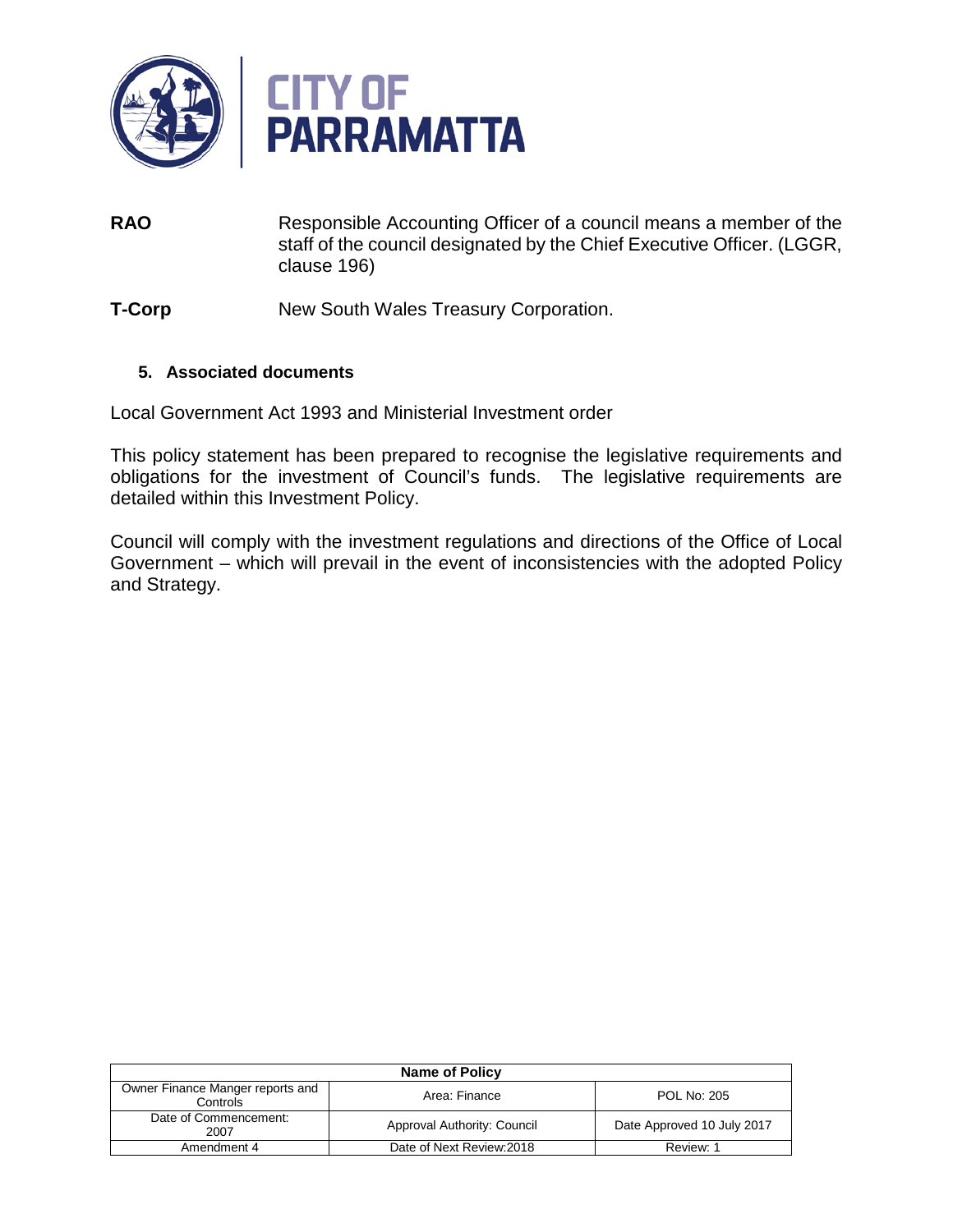| | |
|---|---|
| **RAO** | Responsible Accounting Officer of a council means a member of the staff of the council designated by the Chief Executive Officer. (LGGR, clause 196) |
| **T-Corp** | New South Wales Treasury Corporation. |

## 5. Associated documents

Local Government Act 1993 and Ministerial Investment order

This policy statement has been prepared to recognise the legislative requirements and obligations for the investment of Council's funds. The legislative requirements are detailed within this Investment Policy.

Council will comply with the investment regulations and directions of the Office of Local Government – which will prevail in the event of inconsistencies with the adopted Policy and Strategy.

| Name of Policy | | |
|---|---|---|
| Owner Finance Manger reports and Controls | Area: Finance | POL No: 205 |
| Date of Commencement: 2007 | Approval Authority: Council | Date Approved 10 July 2017 |
| Amendment 4 | Date of Next Review:2018 | Review: 1 |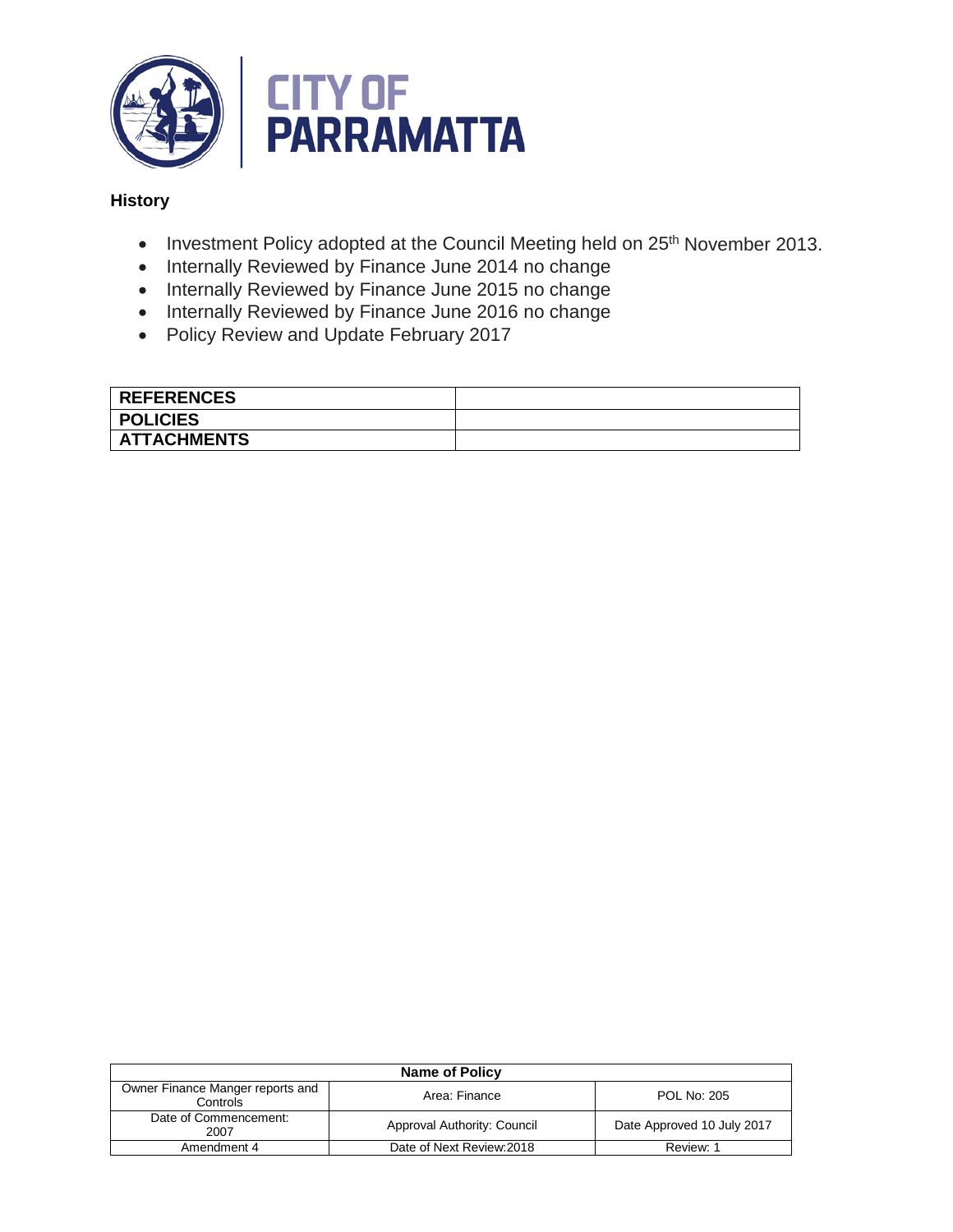# CITY OF PARRAMATTA

**History**

- Investment Policy adopted at the Council Meeting held on 25th November 2013.
- Internally Reviewed by Finance June 2014 no change
- Internally Reviewed by Finance June 2015 no change
- Internally Reviewed by Finance June 2016 no change
- Policy Review and Update February 2017

| | |
|---|---|
| **REFERENCES** | |
| **POLICIES** | |
| **ATTACHMENTS** | |

| **Name of Policy** | | |
|---|---|---|
| Owner Finance Manger reports and Controls | Area: Finance | POL No: 205 |
| Date of Commencement: 2007 | Approval Authority: Council | Date Approved 10 July 2017 |
| Amendment 4 | Date of Next Review:2018 | Review: 1 |